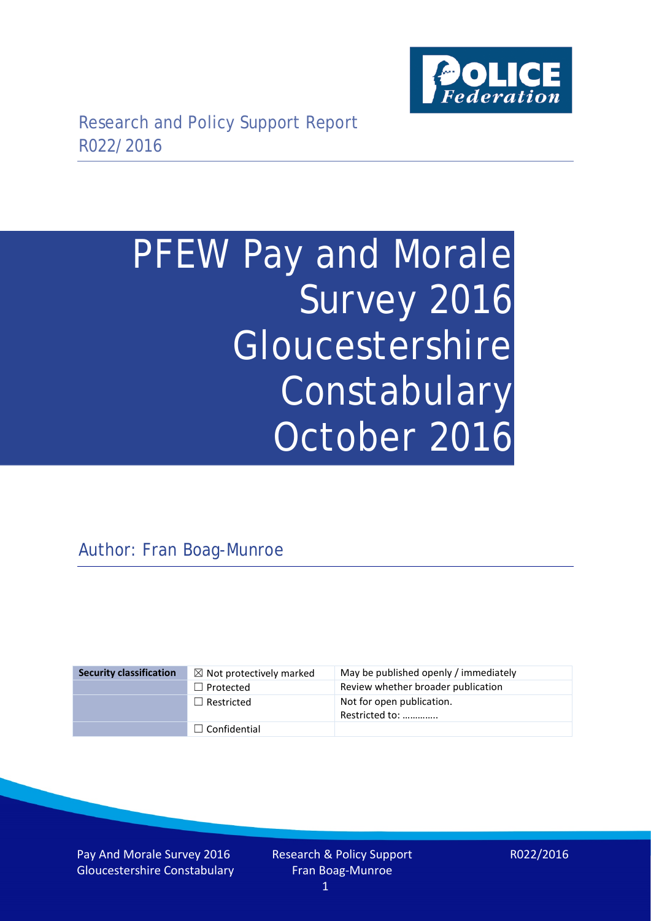Research and Policy Support Report
R022/2016

# PFEW Pay and Morale Survey 2016 Gloucestershire Constabulary October 2016

Author: Fran Boag-Munroe

| Security classification | ☒ Not protectively marked | May be published openly / immediately |
|---|---|---|
| | ☐ Protected | Review whether broader publication |
| | ☐ Restricted | Not for open publication. Restricted to: ………….. |
| | ☐ Confidential | |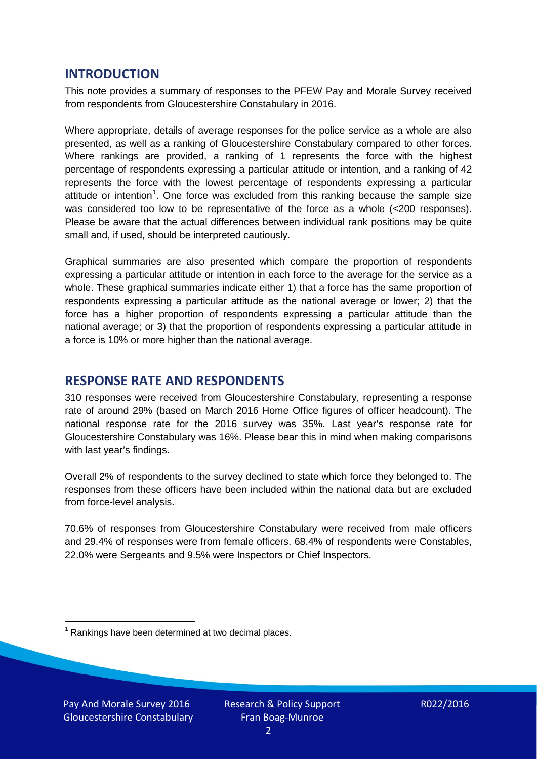## INTRODUCTION

This note provides a summary of responses to the PFEW Pay and Morale Survey received from respondents from Gloucestershire Constabulary in 2016.

Where appropriate, details of average responses for the police service as a whole are also presented, as well as a ranking of Gloucestershire Constabulary compared to other forces. Where rankings are provided, a ranking of 1 represents the force with the highest percentage of respondents expressing a particular attitude or intention, and a ranking of 42 represents the force with the lowest percentage of respondents expressing a particular attitude or intention[1]. One force was excluded from this ranking because the sample size was considered too low to be representative of the force as a whole (<200 responses). Please be aware that the actual differences between individual rank positions may be quite small and, if used, should be interpreted cautiously.

Graphical summaries are also presented which compare the proportion of respondents expressing a particular attitude or intention in each force to the average for the service as a whole. These graphical summaries indicate either 1) that a force has the same proportion of respondents expressing a particular attitude as the national average or lower; 2) that the force has a higher proportion of respondents expressing a particular attitude than the national average; or 3) that the proportion of respondents expressing a particular attitude in a force is 10% or more higher than the national average.

## RESPONSE RATE AND RESPONDENTS

310 responses were received from Gloucestershire Constabulary, representing a response rate of around 29% (based on March 2016 Home Office figures of officer headcount). The national response rate for the 2016 survey was 35%. Last year's response rate for Gloucestershire Constabulary was 16%. Please bear this in mind when making comparisons with last year's findings.

Overall 2% of respondents to the survey declined to state which force they belonged to. The responses from these officers have been included within the national data but are excluded from force-level analysis.

70.6% of responses from Gloucestershire Constabulary were received from male officers and 29.4% of responses were from female officers. 68.4% of respondents were Constables, 22.0% were Sergeants and 9.5% were Inspectors or Chief Inspectors.

[1] Rankings have been determined at two decimal places.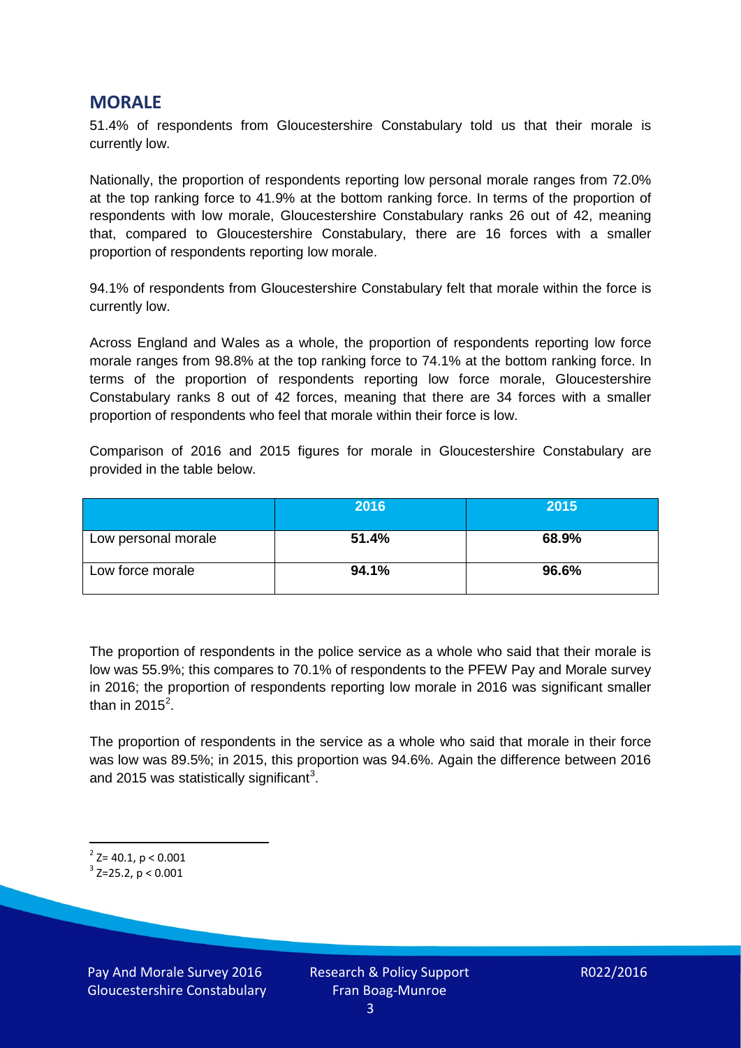## MORALE

51.4% of respondents from Gloucestershire Constabulary told us that their morale is currently low.

Nationally, the proportion of respondents reporting low personal morale ranges from 72.0% at the top ranking force to 41.9% at the bottom ranking force. In terms of the proportion of respondents with low morale, Gloucestershire Constabulary ranks 26 out of 42, meaning that, compared to Gloucestershire Constabulary, there are 16 forces with a smaller proportion of respondents reporting low morale.

94.1% of respondents from Gloucestershire Constabulary felt that morale within the force is currently low.

Across England and Wales as a whole, the proportion of respondents reporting low force morale ranges from 98.8% at the top ranking force to 74.1% at the bottom ranking force. In terms of the proportion of respondents reporting low force morale, Gloucestershire Constabulary ranks 8 out of 42 forces, meaning that there are 34 forces with a smaller proportion of respondents who feel that morale within their force is low.

Comparison of 2016 and 2015 figures for morale in Gloucestershire Constabulary are provided in the table below.

| | 2016 | 2015 |
|---|---|---|
| Low personal morale | **51.4%** | **68.9%** |
| Low force morale | **94.1%** | **96.6%** |

The proportion of respondents in the police service as a whole who said that their morale is low was 55.9%; this compares to 70.1% of respondents to the PFEW Pay and Morale survey in 2016; the proportion of respondents reporting low morale in 2016 was significant smaller than in 2015[2].

The proportion of respondents in the service as a whole who said that morale in their force was low was 89.5%; in 2015, this proportion was 94.6%. Again the difference between 2016 and 2015 was statistically significant[3].

[2] $Z= 40.1, p < 0.001$

[3] $Z=25.2, p < 0.001$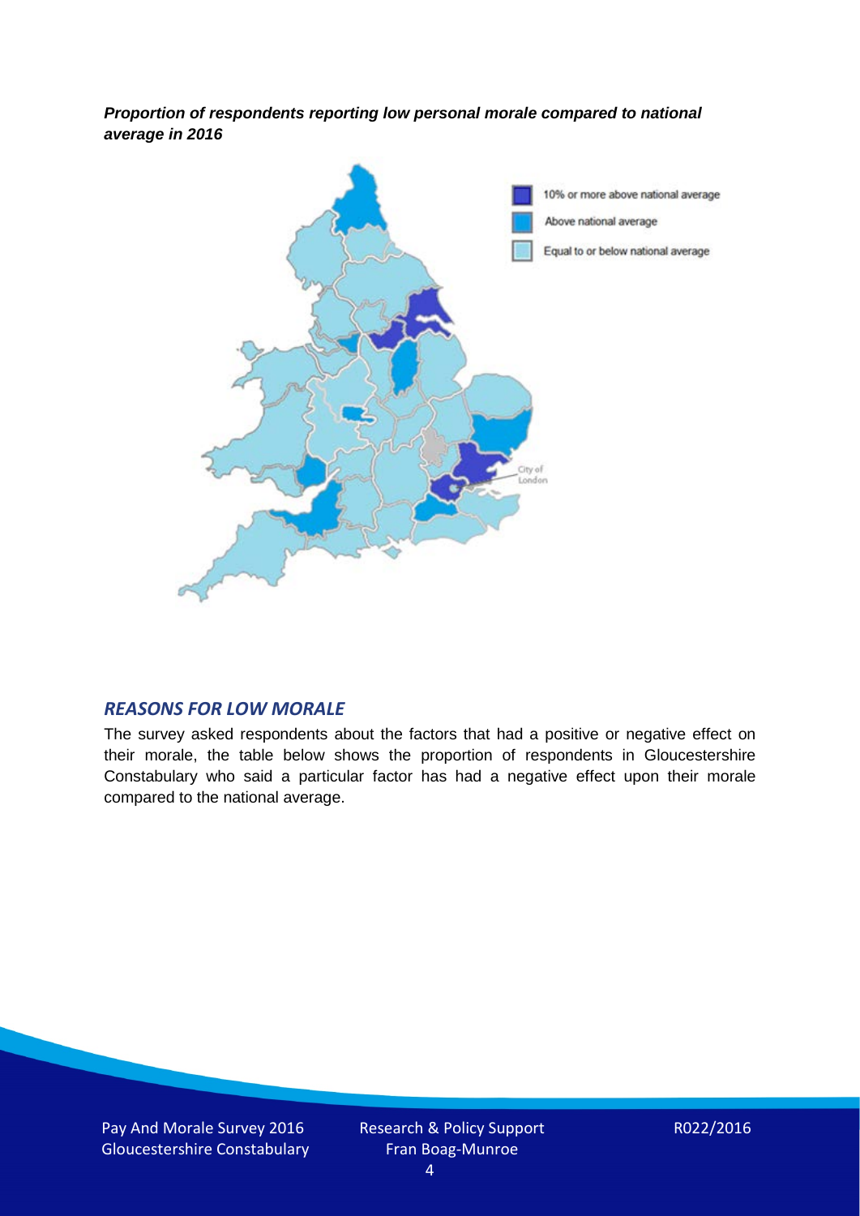***Proportion of respondents reporting low personal morale compared to national average in 2016***

## *REASONS FOR LOW MORALE*

The survey asked respondents about the factors that had a positive or negative effect on their morale, the table below shows the proportion of respondents in Gloucestershire Constabulary who said a particular factor has had a negative effect upon their morale compared to the national average.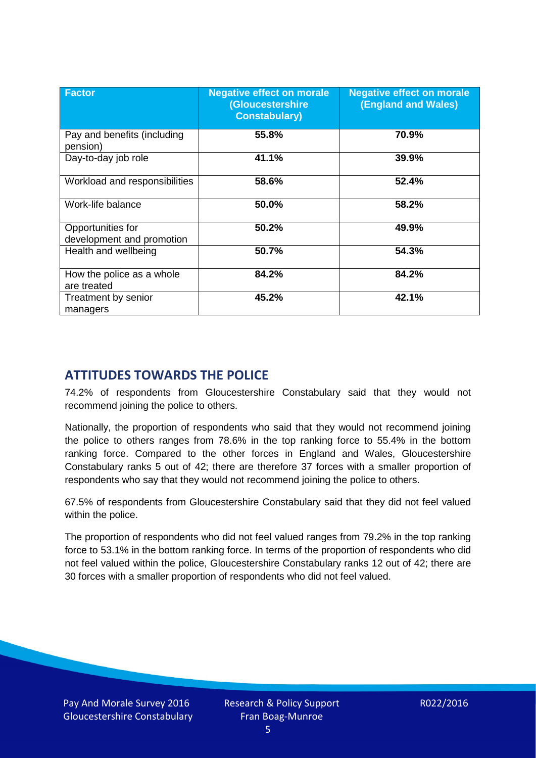| Factor | Negative effect on morale (Gloucestershire Constabulary) | Negative effect on morale (England and Wales) |
|---|---|---|
| Pay and benefits (including pension) | **55.8%** | **70.9%** |
| Day-to-day job role | **41.1%** | **39.9%** |
| Workload and responsibilities | **58.6%** | **52.4%** |
| Work-life balance | **50.0%** | **58.2%** |
| Opportunities for development and promotion | **50.2%** | **49.9%** |
| Health and wellbeing | **50.7%** | **54.3%** |
| How the police as a whole are treated | **84.2%** | **84.2%** |
| Treatment by senior managers | **45.2%** | **42.1%** |

## ATTITUDES TOWARDS THE POLICE

74.2% of respondents from Gloucestershire Constabulary said that they would not recommend joining the police to others.

Nationally, the proportion of respondents who said that they would not recommend joining the police to others ranges from 78.6% in the top ranking force to 55.4% in the bottom ranking force. Compared to the other forces in England and Wales, Gloucestershire Constabulary ranks 5 out of 42; there are therefore 37 forces with a smaller proportion of respondents who say that they would not recommend joining the police to others.

67.5% of respondents from Gloucestershire Constabulary said that they did not feel valued within the police.

The proportion of respondents who did not feel valued ranges from 79.2% in the top ranking force to 53.1% in the bottom ranking force. In terms of the proportion of respondents who did not feel valued within the police, Gloucestershire Constabulary ranks 12 out of 42; there are 30 forces with a smaller proportion of respondents who did not feel valued.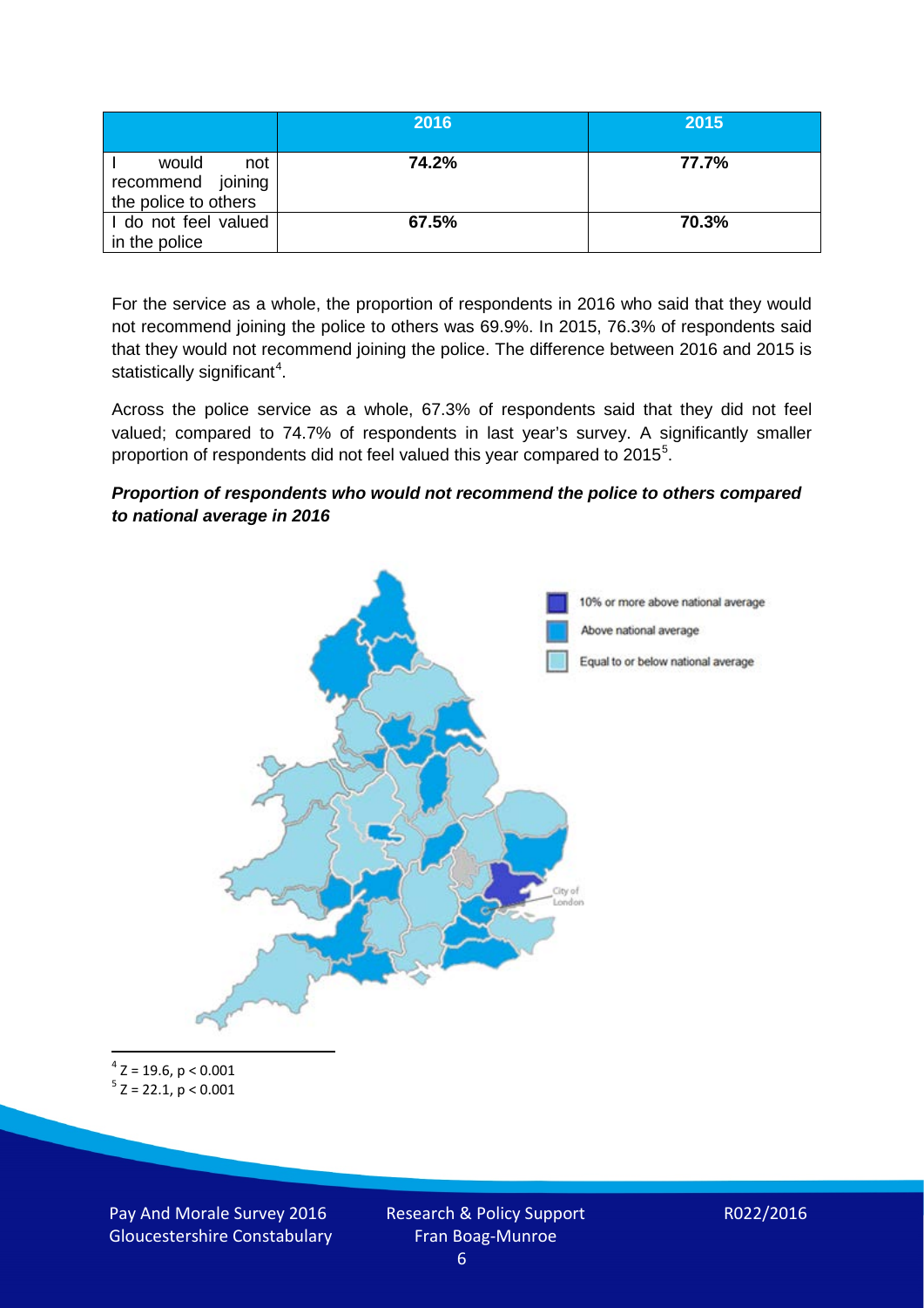| | 2016 | 2015 |
|---|---|---|
| I would not recommend joining the police to others | 74.2% | 77.7% |
| I do not feel valued in the police | 67.5% | 70.3% |

For the service as a whole, the proportion of respondents in 2016 who said that they would not recommend joining the police to others was 69.9%. In 2015, 76.3% of respondents said that they would not recommend joining the police. The difference between 2016 and 2015 is statistically significant[4].

Across the police service as a whole, 67.3% of respondents said that they did not feel valued; compared to 74.7% of respondents in last year's survey. A significantly smaller proportion of respondents did not feel valued this year compared to 2015[5].

***Proportion of respondents who would not recommend the police to others compared to national average in 2016***

10% or more above national average

Above national average

Equal to or below national average

City of London

[4] $Z = 19.6$, $p < 0.001$

[5] $Z = 22.1$, $p < 0.001$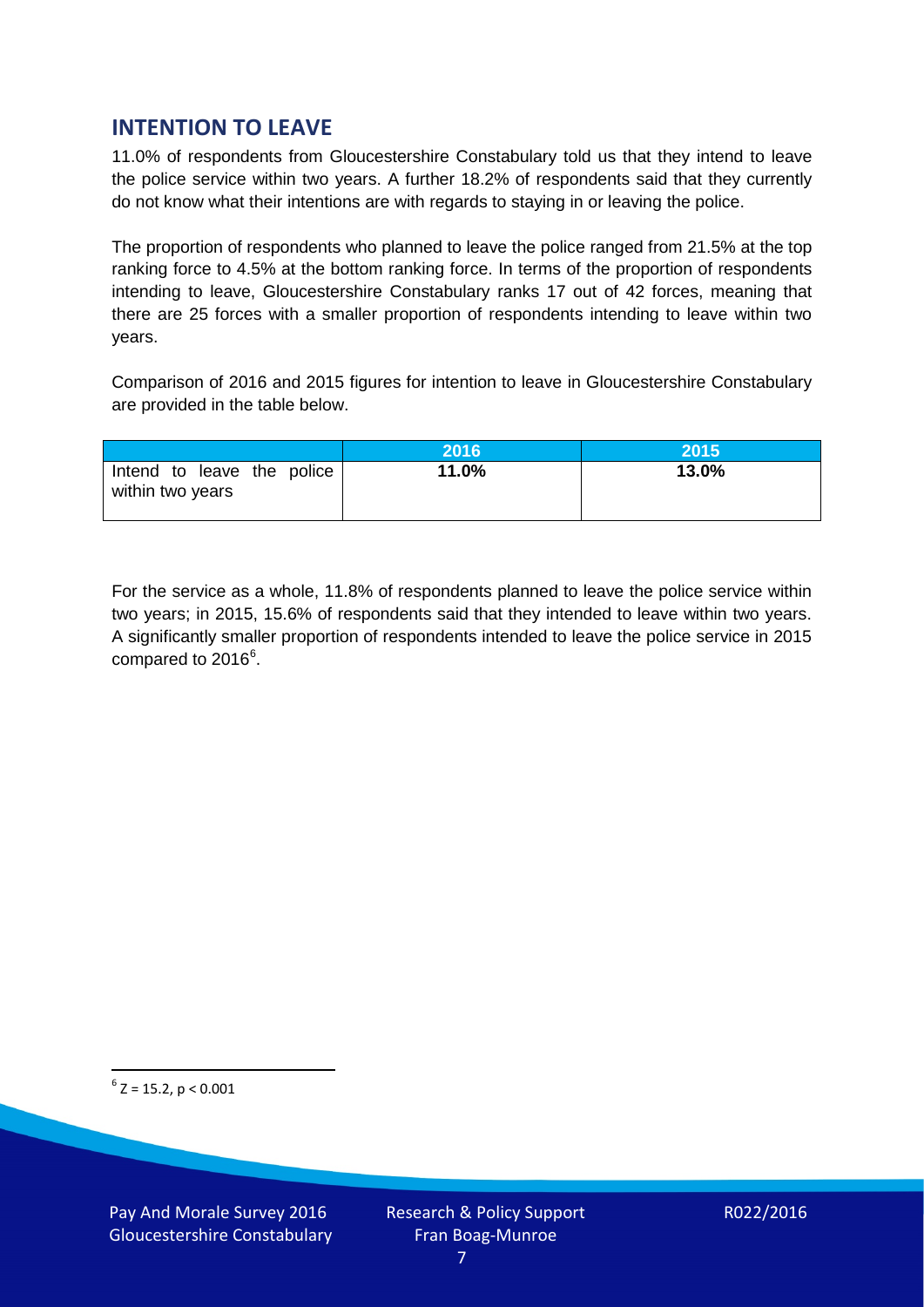## INTENTION TO LEAVE

11.0% of respondents from Gloucestershire Constabulary told us that they intend to leave the police service within two years. A further 18.2% of respondents said that they currently do not know what their intentions are with regards to staying in or leaving the police.

The proportion of respondents who planned to leave the police ranged from 21.5% at the top ranking force to 4.5% at the bottom ranking force. In terms of the proportion of respondents intending to leave, Gloucestershire Constabulary ranks 17 out of 42 forces, meaning that there are 25 forces with a smaller proportion of respondents intending to leave within two years.

Comparison of 2016 and 2015 figures for intention to leave in Gloucestershire Constabulary are provided in the table below.

| | 2016 | 2015 |
|---|---|---|
| Intend to leave the police within two years | **11.0%** | **13.0%** |

For the service as a whole, 11.8% of respondents planned to leave the police service within two years; in 2015, 15.6% of respondents said that they intended to leave within two years. A significantly smaller proportion of respondents intended to leave the police service in 2015 compared to 2016[6].

[6] $Z = 15.2$, $p < 0.001$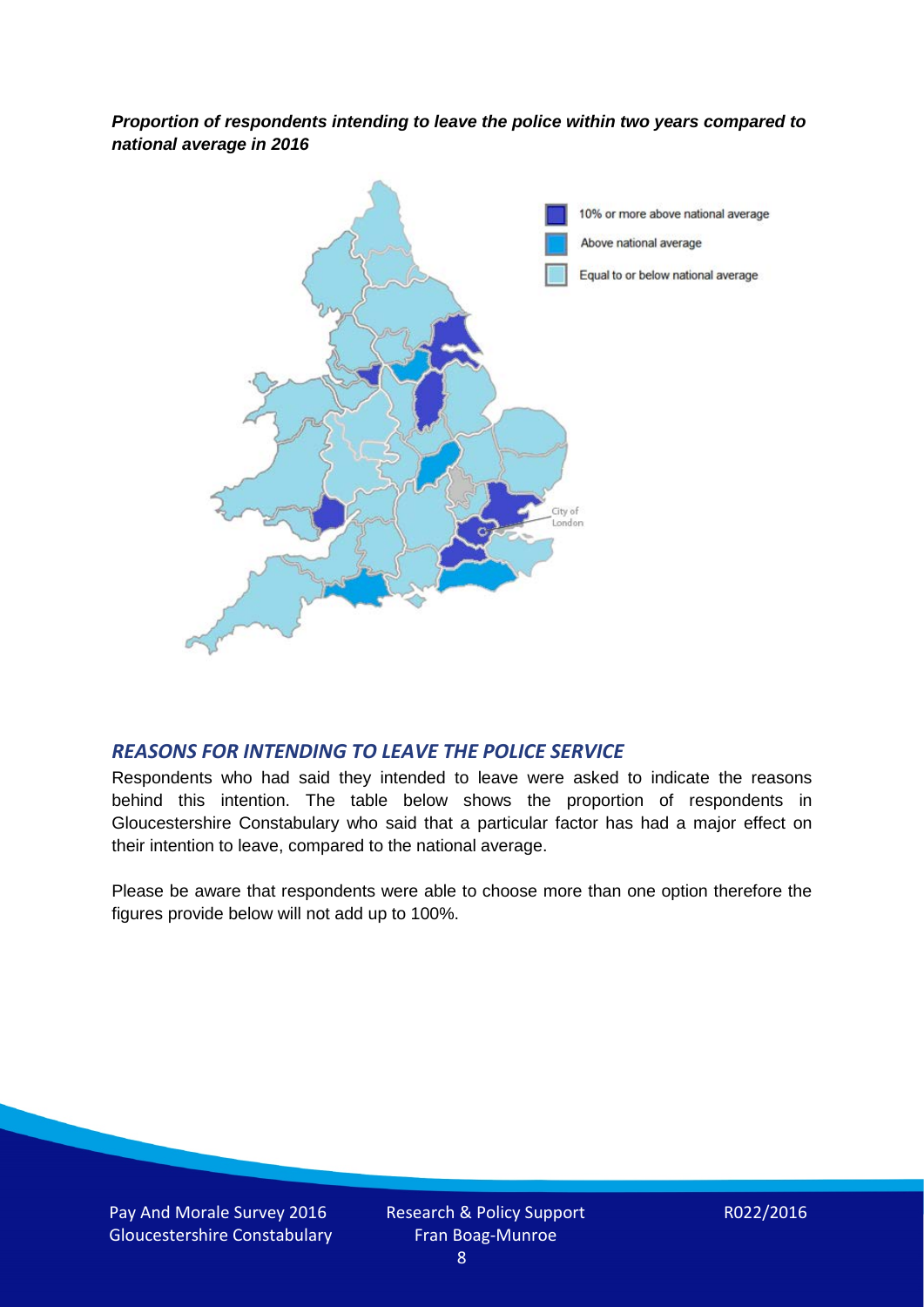***Proportion of respondents intending to leave the police within two years compared to national average in 2016***

10% or more above national average

Above national average

Equal to or below national average

City of London

## *REASONS FOR INTENDING TO LEAVE THE POLICE SERVICE*

Respondents who had said they intended to leave were asked to indicate the reasons behind this intention. The table below shows the proportion of respondents in Gloucestershire Constabulary who said that a particular factor has had a major effect on their intention to leave, compared to the national average.

Please be aware that respondents were able to choose more than one option therefore the figures provide below will not add up to 100%.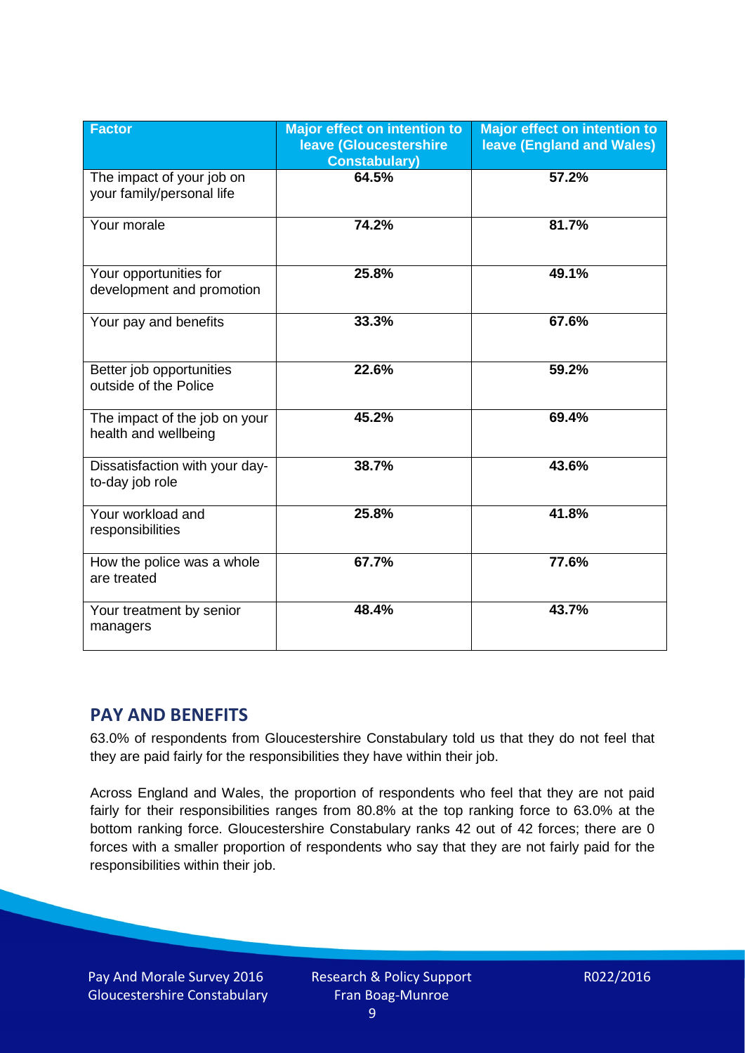| Factor | Major effect on intention to leave (Gloucestershire Constabulary) | Major effect on intention to leave (England and Wales) |
| --- | --- | --- |
| The impact of your job on your family/personal life | 64.5% | 57.2% |
| Your morale | 74.2% | 81.7% |
| Your opportunities for development and promotion | 25.8% | 49.1% |
| Your pay and benefits | 33.3% | 67.6% |
| Better job opportunities outside of the Police | 22.6% | 59.2% |
| The impact of the job on your health and wellbeing | 45.2% | 69.4% |
| Dissatisfaction with your day-to-day job role | 38.7% | 43.6% |
| Your workload and responsibilities | 25.8% | 41.8% |
| How the police was a whole are treated | 67.7% | 77.6% |
| Your treatment by senior managers | 48.4% | 43.7% |

## PAY AND BENEFITS

63.0% of respondents from Gloucestershire Constabulary told us that they do not feel that they are paid fairly for the responsibilities they have within their job.

Across England and Wales, the proportion of respondents who feel that they are not paid fairly for their responsibilities ranges from 80.8% at the top ranking force to 63.0% at the bottom ranking force. Gloucestershire Constabulary ranks 42 out of 42 forces; there are 0 forces with a smaller proportion of respondents who say that they are not fairly paid for the responsibilities within their job.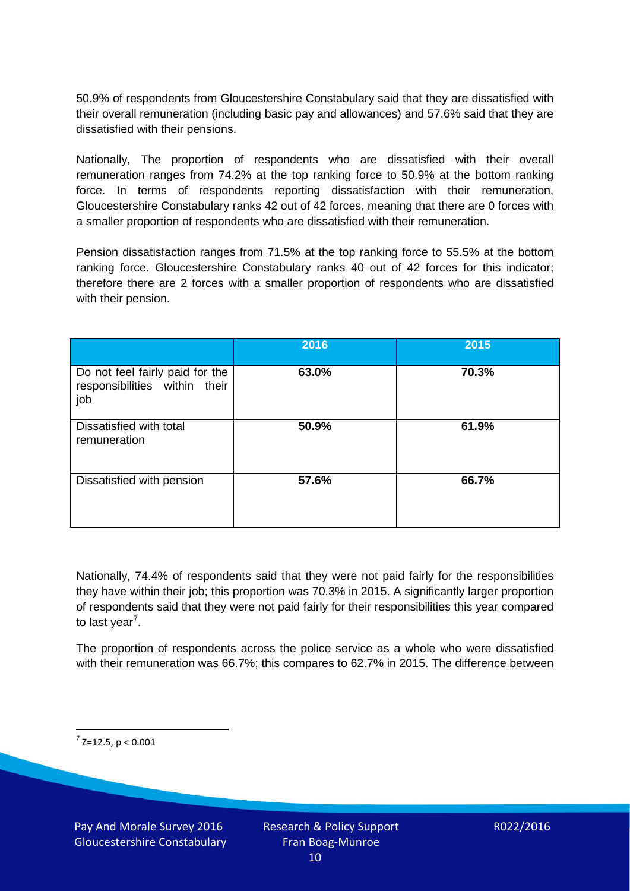50.9% of respondents from Gloucestershire Constabulary said that they are dissatisfied with their overall remuneration (including basic pay and allowances) and 57.6% said that they are dissatisfied with their pensions.

Nationally, The proportion of respondents who are dissatisfied with their overall remuneration ranges from 74.2% at the top ranking force to 50.9% at the bottom ranking force. In terms of respondents reporting dissatisfaction with their remuneration, Gloucestershire Constabulary ranks 42 out of 42 forces, meaning that there are 0 forces with a smaller proportion of respondents who are dissatisfied with their remuneration.

Pension dissatisfaction ranges from 71.5% at the top ranking force to 55.5% at the bottom ranking force. Gloucestershire Constabulary ranks 40 out of 42 forces for this indicator; therefore there are 2 forces with a smaller proportion of respondents who are dissatisfied with their pension.

| | 2016 | 2015 |
|---|---|---|
| Do not feel fairly paid for the responsibilities within their job | **63.0%** | **70.3%** |
| Dissatisfied with total remuneration | **50.9%** | **61.9%** |
| Dissatisfied with pension | **57.6%** | **66.7%** |

Nationally, 74.4% of respondents said that they were not paid fairly for the responsibilities they have within their job; this proportion was 70.3% in 2015. A significantly larger proportion of respondents said that they were not paid fairly for their responsibilities this year compared to last year[7].

The proportion of respondents across the police service as a whole who were dissatisfied with their remuneration was 66.7%; this compares to 62.7% in 2015. The difference between

[7] $Z=12.5$, $p < 0.001$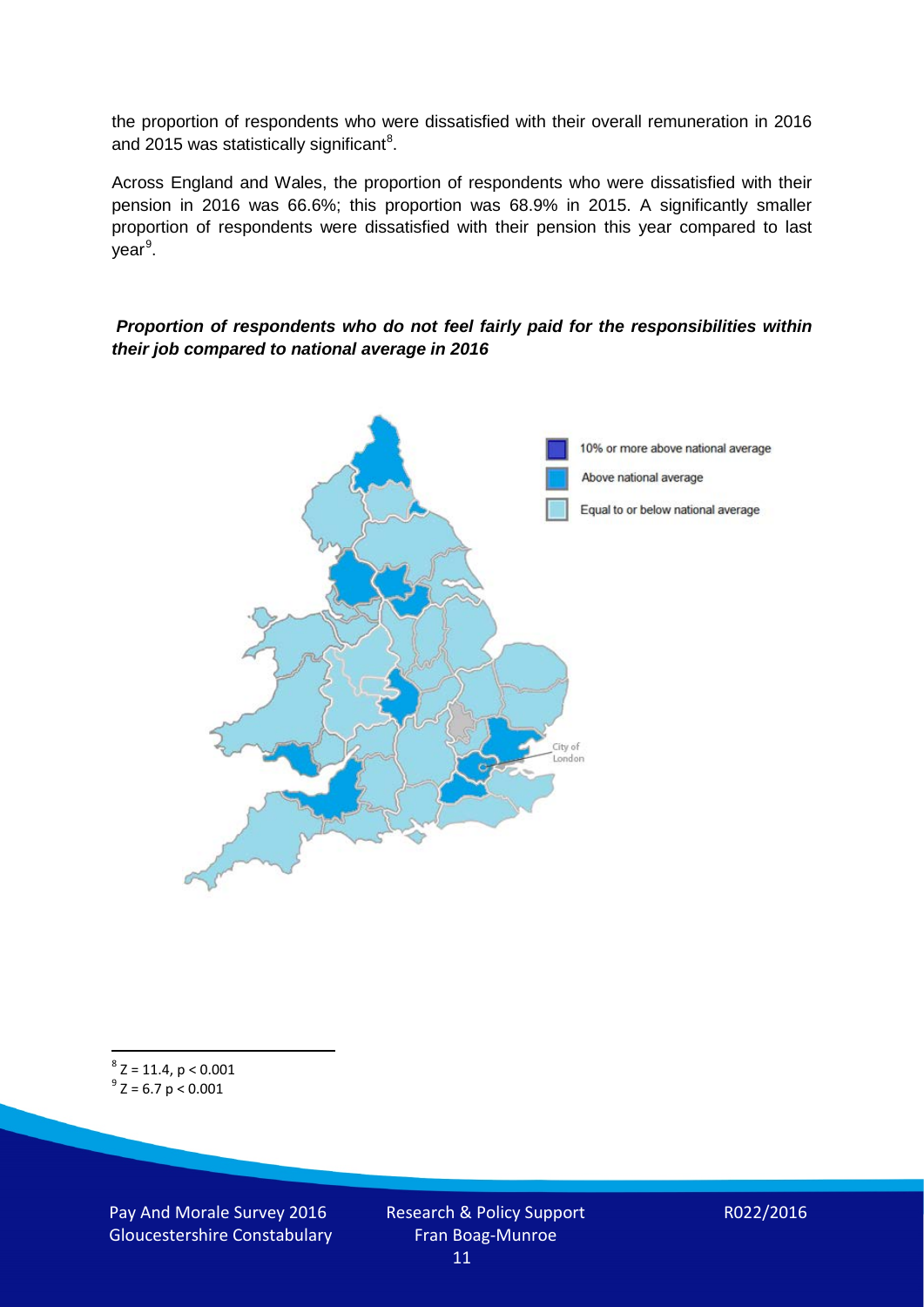the proportion of respondents who were dissatisfied with their overall remuneration in 2016 and 2015 was statistically significant[8].

Across England and Wales, the proportion of respondents who were dissatisfied with their pension in 2016 was 66.6%; this proportion was 68.9% in 2015. A significantly smaller proportion of respondents were dissatisfied with their pension this year compared to last year[9].

***Proportion of respondents who do not feel fairly paid for the responsibilities within their job compared to national average in 2016***

10% or more above national average

Above national average

Equal to or below national average

City of London

[8] $Z = 11.4$, $p < 0.001$

[9] $Z = 6.7$ $p < 0.001$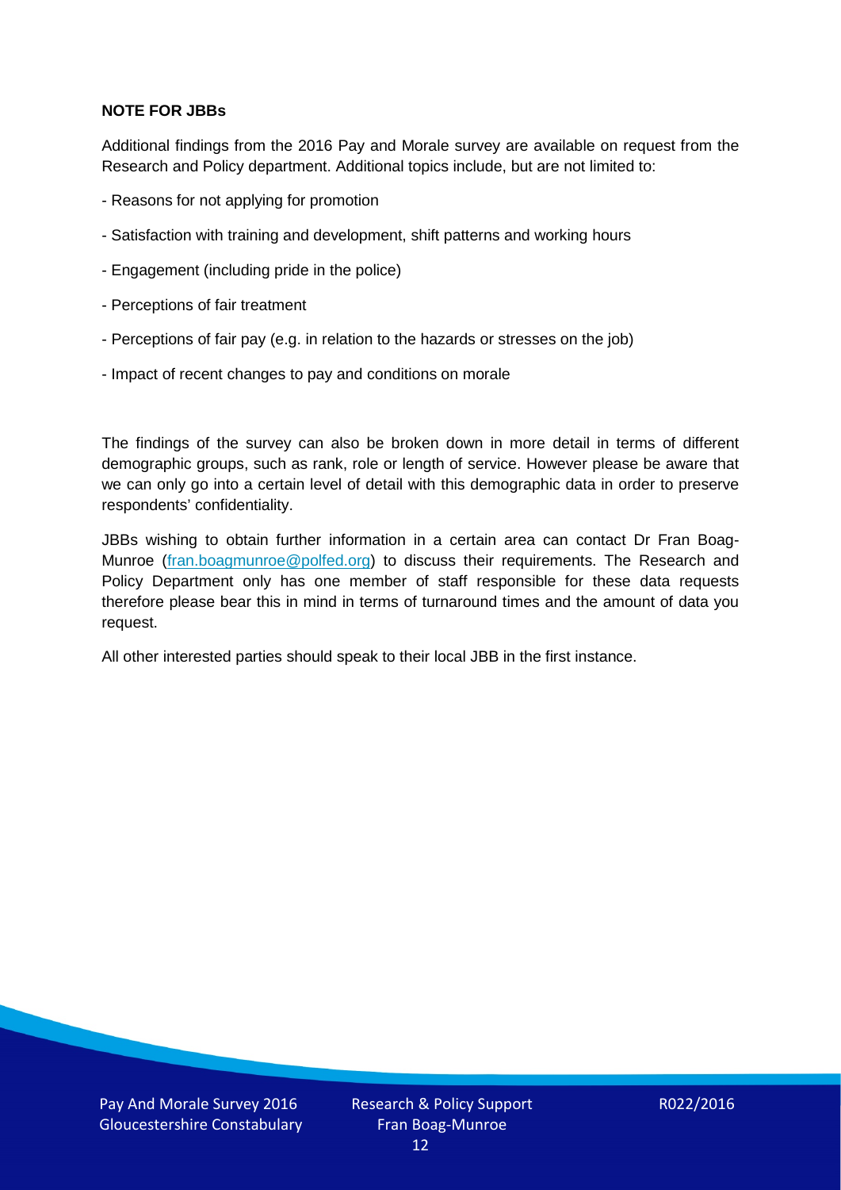**NOTE FOR JBBs**

Additional findings from the 2016 Pay and Morale survey are available on request from the Research and Policy department. Additional topics include, but are not limited to:

- Reasons for not applying for promotion
- Satisfaction with training and development, shift patterns and working hours
- Engagement (including pride in the police)
- Perceptions of fair treatment
- Perceptions of fair pay (e.g. in relation to the hazards or stresses on the job)
- Impact of recent changes to pay and conditions on morale

The findings of the survey can also be broken down in more detail in terms of different demographic groups, such as rank, role or length of service. However please be aware that we can only go into a certain level of detail with this demographic data in order to preserve respondents' confidentiality.

JBBs wishing to obtain further information in a certain area can contact Dr Fran Boag-Munroe (fran.boagmunroe@polfed.org) to discuss their requirements. The Research and Policy Department only has one member of staff responsible for these data requests therefore please bear this in mind in terms of turnaround times and the amount of data you request.

All other interested parties should speak to their local JBB in the first instance.